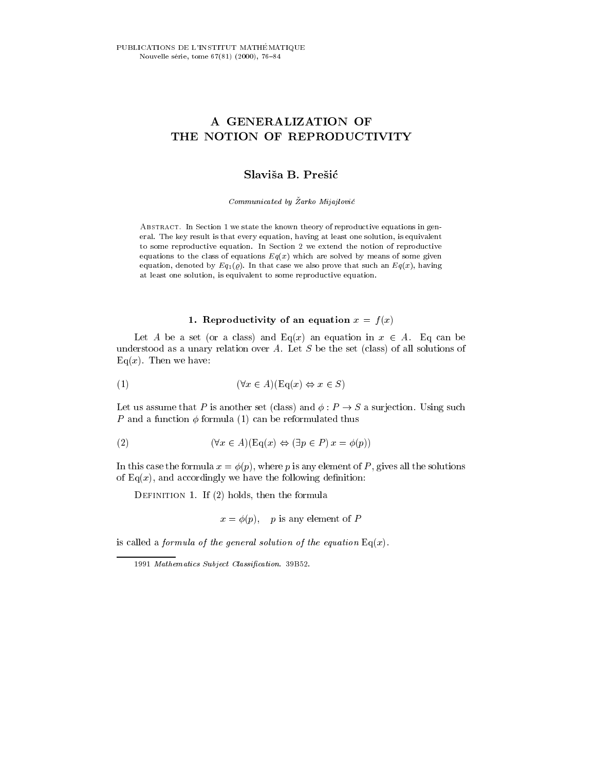# A GENERALIZATION OF THE NOTION OF REPRODUCTIVITY

**Slaviša B. Prešić**

*Communicated by Žarko Mijajlović*

Abstract. In Section 1 we state the known theory of reproductive equations in general. The key result is that every equation, having at least one solution, is equivalent to some reproductive equation. In Section 2 we extend the notion of reproductive equations to the class of equations $Eq(x)$ which are solved by means of some given equation, denoted by $Eq_1(\varrho)$. In that case we also prove that such an $Eq(x)$, having at least one solution, is equivalent to some reproductive equation.

## 1. Reproductivity of an equation $x = f(x)$

Let $A$ be a set (or a class) and $\mathrm{Eq}(x)$ an equation in $x \in A$. Eq can be understood as a unary relation over $A$. Let $S$ be the set (class) of all solutions of $\mathrm{Eq}(x)$. Then we have:

$$(\forall x \in A)(\mathrm{Eq}(x) \Leftrightarrow x \in S) \tag{1}$$

Let us assume that $P$ is another set (class) and $\phi : P \to S$ a surjection. Using such $P$ and a function $\phi$ formula (1) can be reformulated thus

$$(\forall x \in A)(\mathrm{Eq}(x) \Leftrightarrow (\exists p \in P)\, x = \phi(p)) \tag{2}$$

In this case the formula $x = \phi(p)$, where $p$ is any element of $P$, gives all the solutions of $\mathrm{Eq}(x)$, and accordingly we have the following definition:

Definition 1. If (2) holds, then the formula

$$x = \phi(p), \quad p \text{ is any element of } P$$

is called a *formula of the general solution of the equation* $\mathrm{Eq}(x)$.

1991 *Mathematics Subject Classification*. 39B52.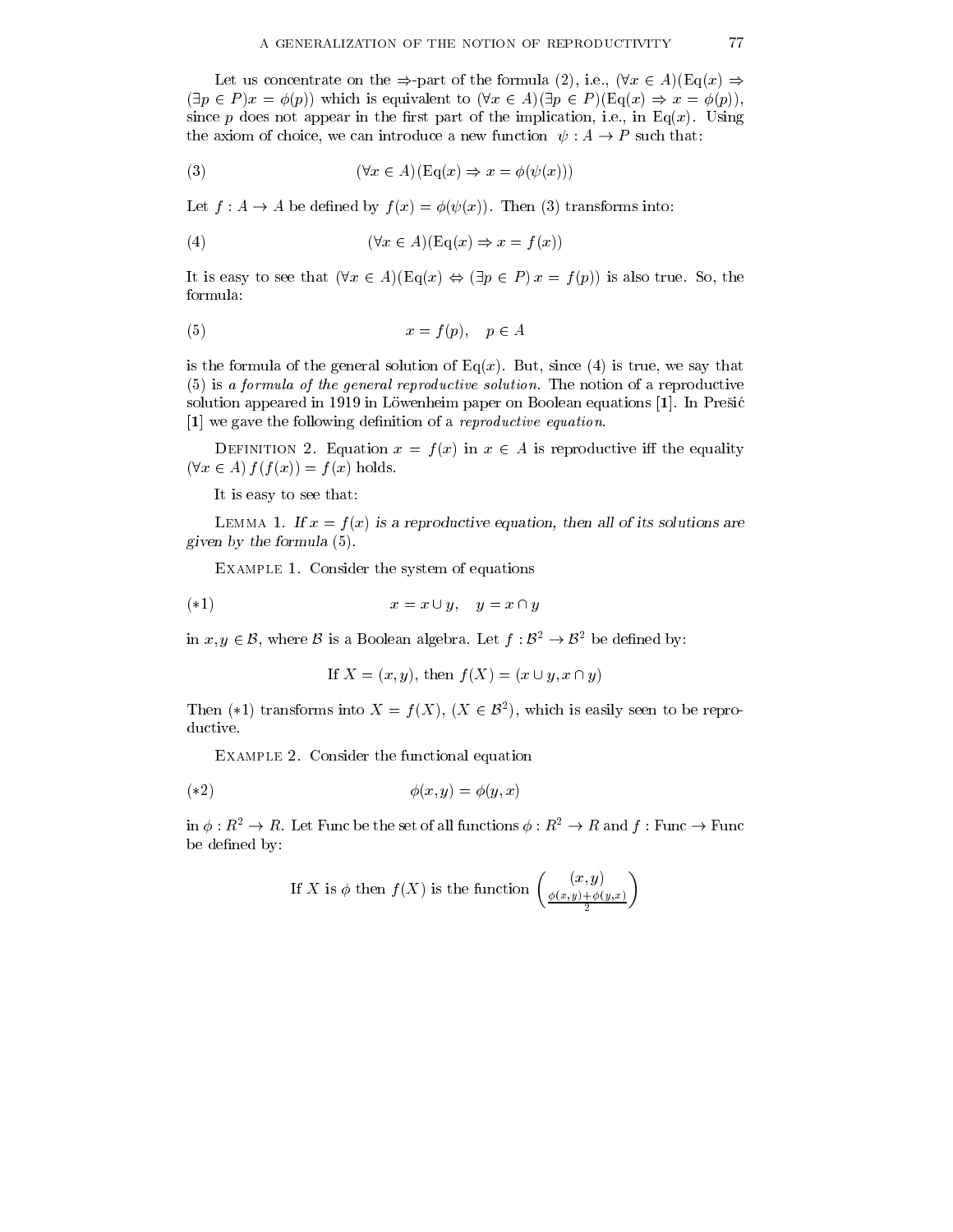Let us concentrate on the $\Rightarrow$-part of the formula (2), i.e., $(\forall x \in A)(\mathrm{Eq}(x) \Rightarrow (\exists p \in P) x = \phi(p))$ which is equivalent to $(\forall x \in A)(\exists p \in P)(\mathrm{Eq}(x) \Rightarrow x = \phi(p))$, since $p$ does not appear in the first part of the implication, i.e., in $\mathrm{Eq}(x)$. Using the axiom of choice, we can introduce a new function $\psi : A \to P$ such that:

$$(\forall x \in A)(\mathrm{Eq}(x) \Rightarrow x = \phi(\psi(x))) \tag{3}$$

Let $f : A \to A$ be defined by $f(x) = \phi(\psi(x))$. Then (3) transforms into:

$$(\forall x \in A)(\mathrm{Eq}(x) \Rightarrow x = f(x)) \tag{4}$$

It is easy to see that $(\forall x \in A)(\mathrm{Eq}(x) \Leftrightarrow (\exists p \in P)\, x = f(p))$ is also true. So, the formula:

$$x = f(p), \quad p \in A \tag{5}$$

is the formula of the general solution of $\mathrm{Eq}(x)$. But, since (4) is true, we say that (5) is *a formula of the general reproductive solution*. The notion of a reproductive solution appeared in 1919 in Löwenheim paper on Boolean equations [**1**]. In Prešić [**1**] we gave the following definition of a *reproductive equation*.

Definition 2. Equation $x = f(x)$ in $x \in A$ is reproductive iff the equality $(\forall x \in A)\, f(f(x)) = f(x)$ holds.

It is easy to see that:

Lemma 1. *If $x = f(x)$ is a reproductive equation, then all of its solutions are given by the formula* (5).

Example 1. Consider the system of equations

$$x = x \cup y, \quad y = x \cap y \tag{$*1$}$$

in $x, y \in \mathcal{B}$, where $\mathcal{B}$ is a Boolean algebra. Let $f : \mathcal{B}^2 \to \mathcal{B}^2$ be defined by:

$$\text{If } X = (x, y), \text{ then } f(X) = (x \cup y, x \cap y)$$

Then ($*1$) transforms into $X = f(X)$, $(X \in \mathcal{B}^2)$, which is easily seen to be reproductive.

Example 2. Consider the functional equation

$$\phi(x, y) = \phi(y, x) \tag{$*2$}$$

in $\phi : R^2 \to R$. Let Func be the set of all functions $\phi : R^2 \to R$ and $f : \mathrm{Func} \to \mathrm{Func}$ be defined by:

$$\text{If } X \text{ is } \phi \text{ then } f(X) \text{ is the function } \begin{pmatrix} (x, y) \\ \frac{\phi(x,y)+\phi(y,x)}{2} \end{pmatrix}$$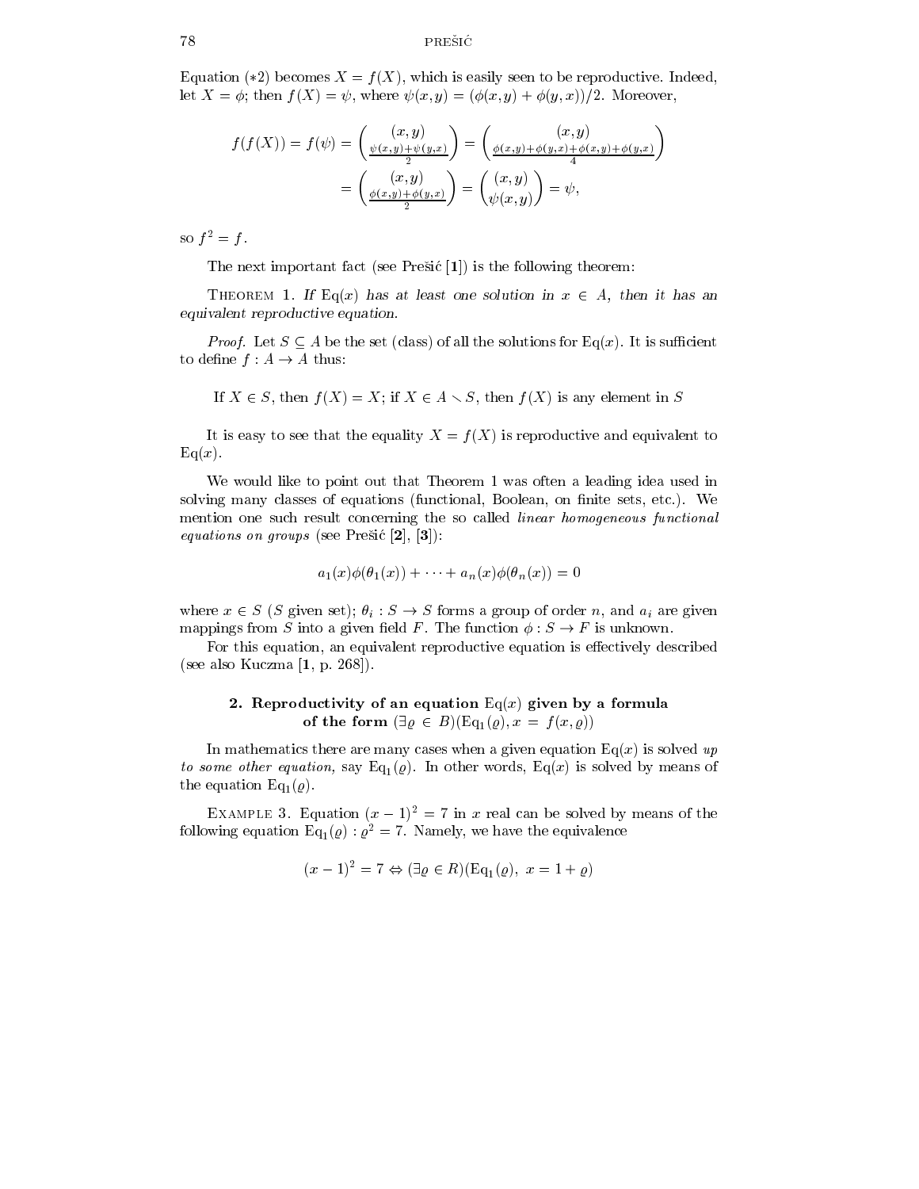Equation $(*2)$ becomes $X = f(X)$, which is easily seen to be reproductive. Indeed, let $X = \phi$; then $f(X) = \psi$, where $\psi(x,y) = (\phi(x,y) + \phi(y,x))/2$. Moreover,

$$f(f(X)) = f(\psi) = \begin{pmatrix} (x,y) \\ \frac{\psi(x,y)+\psi(y,x)}{2} \end{pmatrix} = \begin{pmatrix} (x,y) \\ \frac{\phi(x,y)+\phi(y,x)+\phi(x,y)+\phi(y,x)}{4} \end{pmatrix}$$
$$= \begin{pmatrix} (x,y) \\ \frac{\phi(x,y)+\phi(y,x)}{2} \end{pmatrix} = \begin{pmatrix} (x,y) \\ \psi(x,y) \end{pmatrix} = \psi,$$

so $f^2 = f$.

The next important fact (see Prešić [**1**]) is the following theorem:

Theorem 1. *If* $\mathrm{Eq}(x)$ *has at least one solution in* $x \in A$, *then it has an equivalent reproductive equation.*

*Proof.* Let $S \subseteq A$ be the set (class) of all the solutions for $\mathrm{Eq}(x)$. It is sufficient to define $f : A \to A$ thus:

If $X \in S$, then $f(X) = X$; if $X \in A \setminus S$, then $f(X)$ is any element in $S$

It is easy to see that the equality $X = f(X)$ is reproductive and equivalent to $\mathrm{Eq}(x)$.

We would like to point out that Theorem 1 was often a leading idea used in solving many classes of equations (functional, Boolean, on finite sets, etc.). We mention one such result concerning the so called *linear homogeneous functional equations on groups* (see Prešić [**2**], [**3**]):

$$a_1(x)\phi(\theta_1(x)) + \cdots + a_n(x)\phi(\theta_n(x)) = 0$$

where $x \in S$ ($S$ given set); $\theta_i : S \to S$ forms a group of order $n$, and $a_i$ are given mappings from $S$ into a given field $F$. The function $\phi : S \to F$ is unknown.

For this equation, an equivalent reproductive equation is effectively described (see also Kuczma [**1**, p. 268]).

## 2. Reproductivity of an equation $\mathrm{Eq}(x)$ given by a formula of the form $(\exists \varrho \in B)(\mathrm{Eq}_1(\varrho), x = f(x, \varrho))$

In mathematics there are many cases when a given equation $\mathrm{Eq}(x)$ is solved *up to some other equation,* say $\mathrm{Eq}_1(\varrho)$. In other words, $\mathrm{Eq}(x)$ is solved by means of the equation $\mathrm{Eq}_1(\varrho)$.

Example 3. Equation $(x-1)^2 = 7$ in $x$ real can be solved by means of the following equation $\mathrm{Eq}_1(\varrho) : \varrho^2 = 7$. Namely, we have the equivalence

$$(x-1)^2 = 7 \Leftrightarrow (\exists \varrho \in R)(\mathrm{Eq}_1(\varrho),\ x = 1 + \varrho)$$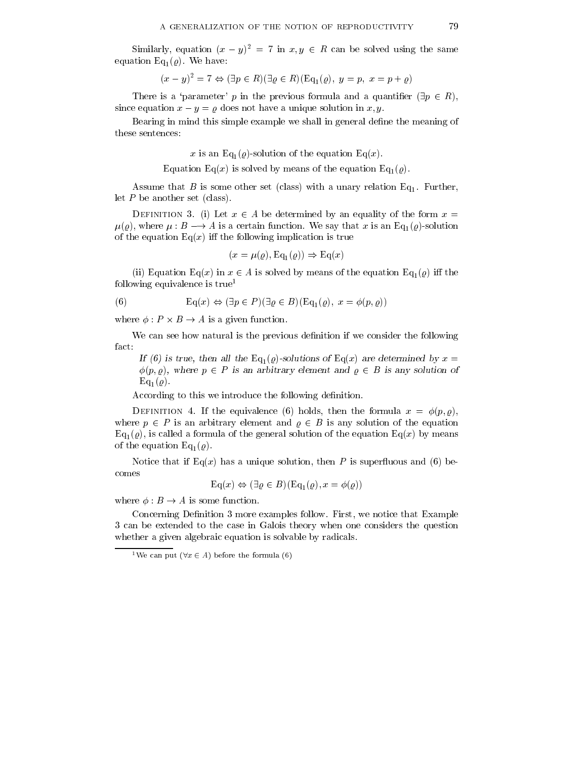Similarly, equation $(x-y)^2 = 7$ in $x, y \in R$ can be solved using the same equation $\mathrm{Eq}_1(\varrho)$. We have:

$$(x-y)^2 = 7 \Leftrightarrow (\exists p \in R)(\exists \varrho \in R)(\mathrm{Eq}_1(\varrho),\ y = p,\ x = p + \varrho)$$

There is a 'parameter' $p$ in the previous formula and a quantifier $(\exists p \in R)$, since equation $x - y = \varrho$ does not have a unique solution in $x, y$.

Bearing in mind this simple example we shall in general define the meaning of these sentences:

$x$ is an $\mathrm{Eq}_1(\varrho)$-solution of the equation $\mathrm{Eq}(x)$.

Equation $\mathrm{Eq}(x)$ is solved by means of the equation $\mathrm{Eq}_1(\varrho)$.

Assume that $B$ is some other set (class) with a unary relation $\mathrm{Eq}_1$. Further, let $P$ be another set (class).

Definition 3. (i) Let $x \in A$ be determined by an equality of the form $x = \mu(\varrho)$, where $\mu : B \longrightarrow A$ is a certain function. We say that $x$ is an $\mathrm{Eq}_1(\varrho)$-solution of the equation $\mathrm{Eq}(x)$ iff the following implication is true

$$(x = \mu(\varrho), \mathrm{Eq}_1(\varrho)) \Rightarrow \mathrm{Eq}(x)$$

(ii) Equation $\mathrm{Eq}(x)$ in $x \in A$ is solved by means of the equation $\mathrm{Eq}_1(\varrho)$ iff the following equivalence is true[1]

$$\mathrm{Eq}(x) \Leftrightarrow (\exists p \in P)(\exists \varrho \in B)(\mathrm{Eq}_1(\varrho),\ x = \phi(p, \varrho)) \tag{6}$$

where $\phi : P \times B \to A$ is a given function.

We can see how natural is the previous definition if we consider the following fact:

*If (6) is true, then all the $\mathrm{Eq}_1(\varrho)$-solutions of $\mathrm{Eq}(x)$ are determined by $x = \phi(p, \varrho)$, where $p \in P$ is an arbitrary element and $\varrho \in B$ is any solution of $\mathrm{Eq}_1(\varrho)$.*

According to this we introduce the following definition.

Definition 4. If the equivalence (6) holds, then the formula $x = \phi(p, \varrho)$, where $p \in P$ is an arbitrary element and $\varrho \in B$ is any solution of the equation $\mathrm{Eq}_1(\varrho)$, is called a formula of the general solution of the equation $\mathrm{Eq}(x)$ by means of the equation $\mathrm{Eq}_1(\varrho)$.

Notice that if $\mathrm{Eq}(x)$ has a unique solution, then $P$ is superfluous and (6) becomes

$$\mathrm{Eq}(x) \Leftrightarrow (\exists \varrho \in B)(\mathrm{Eq}_1(\varrho), x = \phi(\varrho))$$

where $\phi : B \to A$ is some function.

Concerning Definition 3 more examples follow. First, we notice that Example 3 can be extended to the case in Galois theory when one considers the question whether a given algebraic equation is solvable by radicals.

[1] We can put $(\forall x \in A)$ before the formula (6)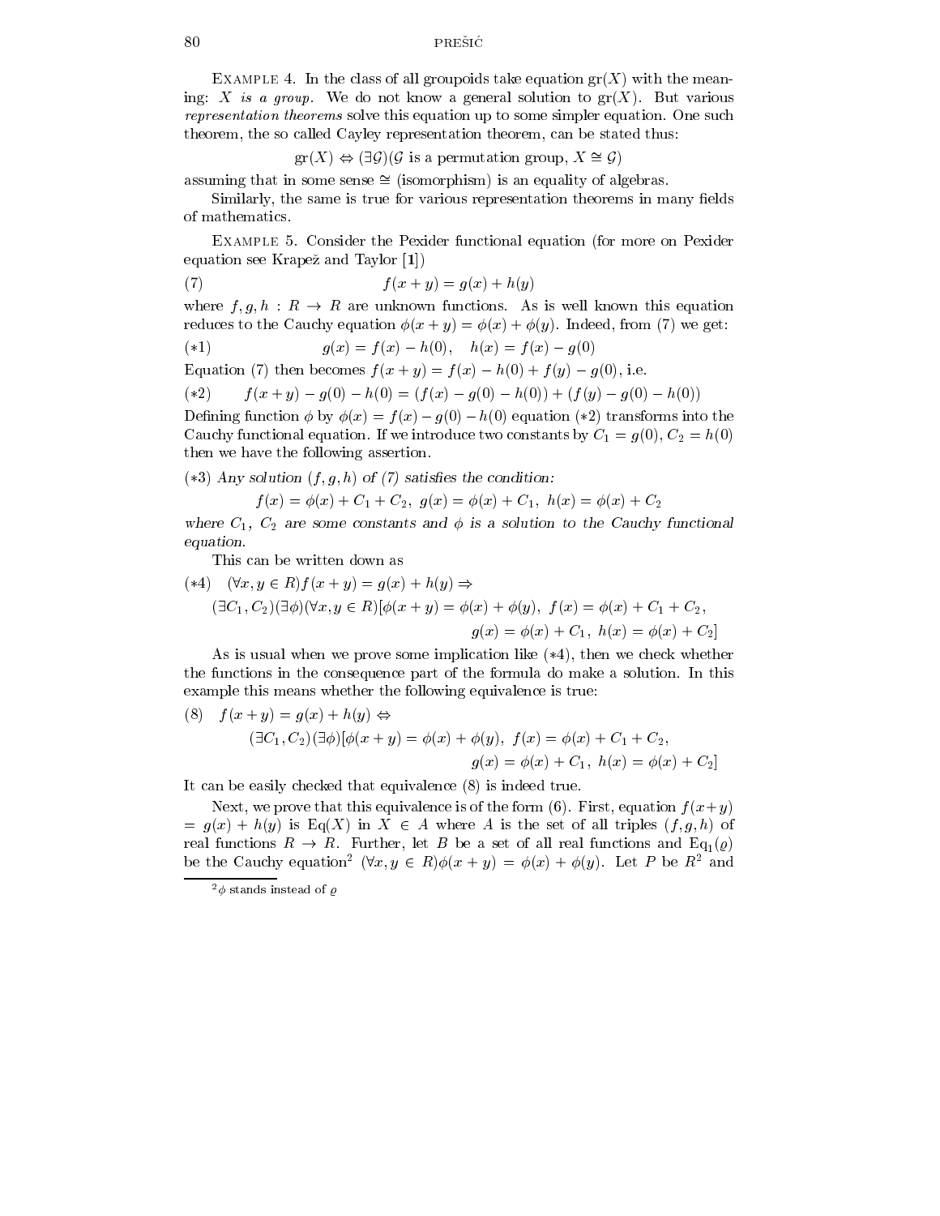Example 4. In the class of all groupoids take equation $\mathrm{gr}(X)$ with the meaning: *$X$ is a group*. We do not know a general solution to $\mathrm{gr}(X)$. But various *representation theorems* solve this equation up to some simpler equation. One such theorem, the so called Cayley representation theorem, can be stated thus:

$$\mathrm{gr}(X) \Leftrightarrow (\exists \mathcal{G})(\mathcal{G} \text{ is a permutation group, } X \cong \mathcal{G})$$

assuming that in some sense $\cong$ (isomorphism) is an equality of algebras.

Similarly, the same is true for various representation theorems in many fields of mathematics.

Example 5. Consider the Pexider functional equation (for more on Pexider equation see Krapež and Taylor [1])

$$f(x+y) = g(x) + h(y) \tag{7}$$

where $f, g, h : R \to R$ are unknown functions. As is well known this equation reduces to the Cauchy equation $\phi(x+y) = \phi(x) + \phi(y)$. Indeed, from (7) we get:

$$g(x) = f(x) - h(0), \quad h(x) = f(x) - g(0) \tag{$*1$}$$

Equation (7) then becomes $f(x+y) = f(x) - h(0) + f(y) - g(0)$, i.e.

$$f(x+y) - g(0) - h(0) = (f(x) - g(0) - h(0)) + (f(y) - g(0) - h(0)) \tag{$*2$}$$

Defining function $\phi$ by $\phi(x) = f(x) - g(0) - h(0)$ equation $(*2)$ transforms into the Cauchy functional equation. If we introduce two constants by $C_1 = g(0)$, $C_2 = h(0)$ then we have the following assertion.

$(*3)$ *Any solution $(f, g, h)$ of (7) satisfies the condition:*

$$f(x) = \phi(x) + C_1 + C_2, \ g(x) = \phi(x) + C_1, \ h(x) = \phi(x) + C_2$$

*where $C_1$, $C_2$ are some constants and $\phi$ is a solution to the Cauchy functional equation.*

This can be written down as

$$\begin{aligned}(*4) \quad & (\forall x, y \in R) f(x+y) = g(x) + h(y) \Rightarrow \\ & (\exists C_1, C_2)(\exists \phi)(\forall x, y \in R)[\phi(x+y) = \phi(x) + \phi(y), \ f(x) = \phi(x) + C_1 + C_2, \\ & \qquad\qquad\qquad\qquad g(x) = \phi(x) + C_1, \ h(x) = \phi(x) + C_2]\end{aligned}$$

As is usual when we prove some implication like $(*4)$, then we check whether the functions in the consequence part of the formula do make a solution. In this example this means whether the following equivalence is true:

$$\begin{aligned}(8) \quad & f(x+y) = g(x) + h(y) \Leftrightarrow \\ & (\exists C_1, C_2)(\exists \phi)[\phi(x+y) = \phi(x) + \phi(y), \ f(x) = \phi(x) + C_1 + C_2, \\ & \qquad\qquad\qquad g(x) = \phi(x) + C_1, \ h(x) = \phi(x) + C_2]\end{aligned}$$

It can be easily checked that equivalence (8) is indeed true.

Next, we prove that this equivalence is of the form (6). First, equation $f(x+y) = g(x) + h(y)$ is $\mathrm{Eq}(X)$ in $X \in A$ where $A$ is the set of all triples $(f, g, h)$ of real functions $R \to R$. Further, let $B$ be a set of all real functions and $\mathrm{Eq}_1(\varrho)$ be the Cauchy equation[2] $(\forall x, y \in R)\phi(x+y) = \phi(x) + \phi(y)$. Let $P$ be $R^2$ and

[2] $\phi$ stands instead of $\varrho$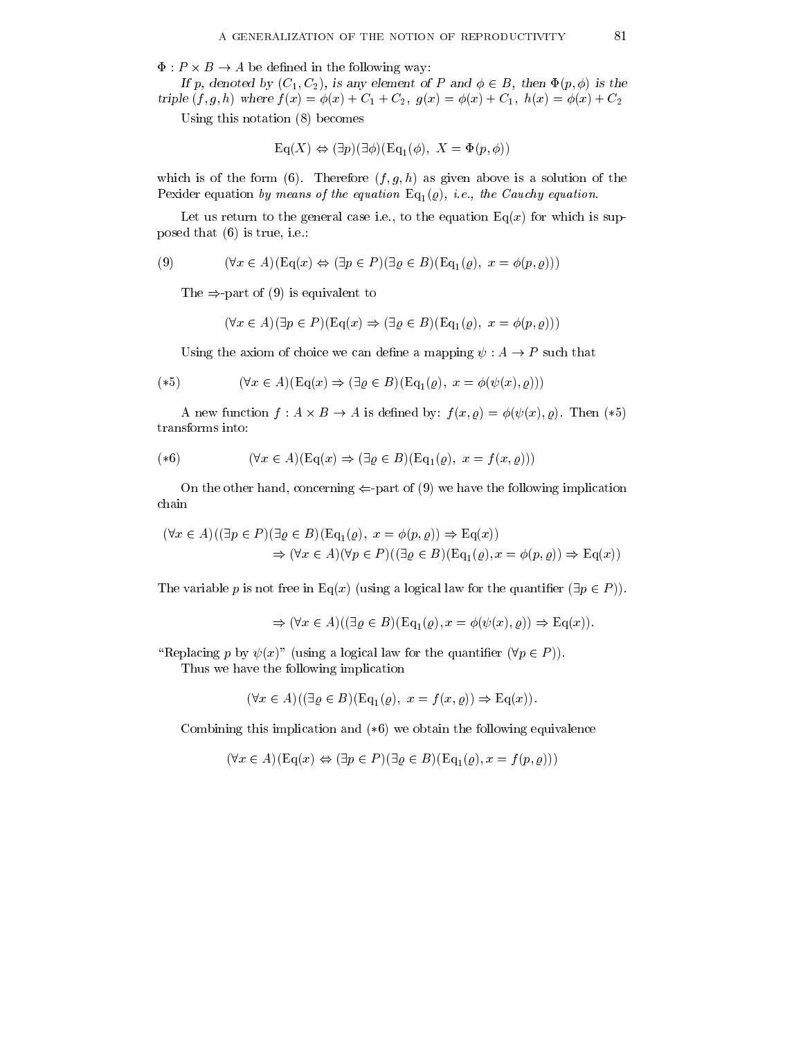$\Phi : P \times B \to A$ be defined in the following way:

*If $p$, denoted by $(C_1, C_2)$, is any element of $P$ and $\phi \in B$, then $\Phi(p, \phi)$ is the triple $(f, g, h)$ where $f(x) = \phi(x) + C_1 + C_2$, $g(x) = \phi(x) + C_1$, $h(x) = \phi(x) + C_2$*

Using this notation (8) becomes

$$\mathrm{Eq}(X) \Leftrightarrow (\exists p)(\exists \phi)(\mathrm{Eq}_1(\phi),\ X = \Phi(p, \phi))$$

which is of the form (6). Therefore $(f, g, h)$ as given above is a solution of the Pexider equation *by means of the equation* $\mathrm{Eq}_1(\varrho)$, *i.e., the Cauchy equation.*

Let us return to the general case i.e., to the equation $\mathrm{Eq}(x)$ for which is supposed that (6) is true, i.e.:

$$(\forall x \in A)(\mathrm{Eq}(x) \Leftrightarrow (\exists p \in P)(\exists \varrho \in B)(\mathrm{Eq}_1(\varrho),\ x = \phi(p, \varrho))) \tag{9}$$

The $\Rightarrow$-part of (9) is equivalent to

$$(\forall x \in A)(\exists p \in P)(\mathrm{Eq}(x) \Rightarrow (\exists \varrho \in B)(\mathrm{Eq}_1(\varrho),\ x = \phi(p, \varrho)))$$

Using the axiom of choice we can define a mapping $\psi : A \to P$ such that

$$(\forall x \in A)(\mathrm{Eq}(x) \Rightarrow (\exists \varrho \in B)(\mathrm{Eq}_1(\varrho),\ x = \phi(\psi(x), \varrho))) \tag{$*5$}$$

A new function $f : A \times B \to A$ is defined by: $f(x, \varrho) = \phi(\psi(x), \varrho)$. Then $(*5)$ transforms into:

$$(\forall x \in A)(\mathrm{Eq}(x) \Rightarrow (\exists \varrho \in B)(\mathrm{Eq}_1(\varrho),\ x = f(x, \varrho))) \tag{$*6$}$$

On the other hand, concerning $\Leftarrow$-part of (9) we have the following implication chain

$$\begin{aligned}(\forall x \in A)((\exists p \in P)(\exists \varrho \in B)(\mathrm{Eq}_1(\varrho),\ x = \phi(p, \varrho)) \Rightarrow \mathrm{Eq}(x))&\\ \Rightarrow (\forall x \in A)(\forall p \in P)((\exists \varrho \in B)(\mathrm{Eq}_1(\varrho), x = \phi(p, \varrho)) \Rightarrow \mathrm{Eq}(x))&\end{aligned}$$

The variable $p$ is not free in $\mathrm{Eq}(x)$ (using a logical law for the quantifier $(\exists p \in P)$).

$$\Rightarrow (\forall x \in A)((\exists \varrho \in B)(\mathrm{Eq}_1(\varrho), x = \phi(\psi(x), \varrho)) \Rightarrow \mathrm{Eq}(x)).$$

"Replacing $p$ by $\psi(x)$" (using a logical law for the quantifier $(\forall p \in P)$).

Thus we have the following implication

$$(\forall x \in A)((\exists \varrho \in B)(\mathrm{Eq}_1(\varrho),\ x = f(x, \varrho)) \Rightarrow \mathrm{Eq}(x)).$$

Combining this implication and $(*6)$ we obtain the following equivalence

$$(\forall x \in A)(\mathrm{Eq}(x) \Leftrightarrow (\exists p \in P)(\exists \varrho \in B)(\mathrm{Eq}_1(\varrho), x = f(p, \varrho)))$$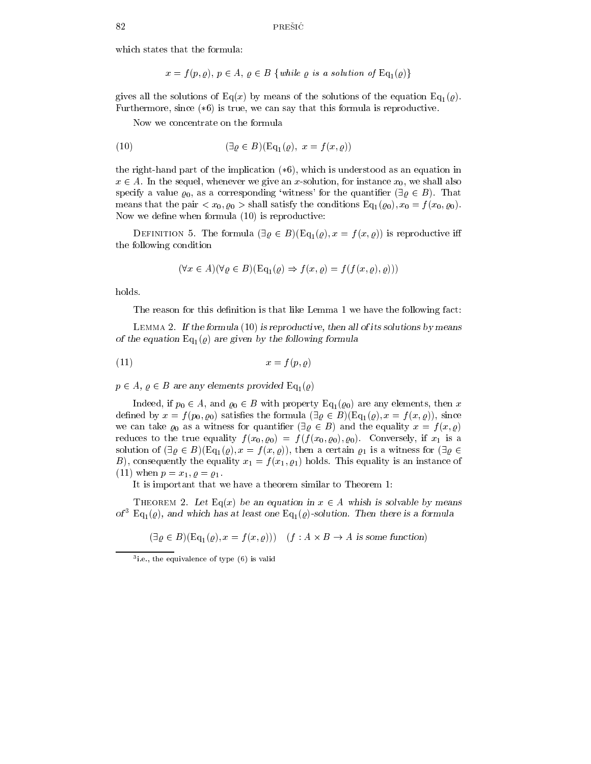which states that the formula:

$$x = f(p, \varrho),\ p \in A,\ \varrho \in B\ \{\textit{while } \varrho \textit{ is a solution of } \mathrm{Eq}_1(\varrho)\}$$

gives all the solutions of $\mathrm{Eq}(x)$ by means of the solutions of the equation $\mathrm{Eq}_1(\varrho)$. Furthermore, since $(*6)$ is true, we can say that this formula is reproductive.

Now we concentrate on the formula

$$(\exists \varrho \in B)(\mathrm{Eq}_1(\varrho),\ x = f(x, \varrho)) \tag{10}$$

the right-hand part of the implication $(*6)$, which is understood as an equation in $x \in A$. In the sequel, whenever we give an $x$-solution, for instance $x_0$, we shall also specify a value $\varrho_0$, as a corresponding 'witness' for the quantifier $(\exists \varrho \in B)$. That means that the pair $< x_0, \varrho_0 >$ shall satisfy the conditions $\mathrm{Eq}_1(\varrho_0), x_0 = f(x_0, \varrho_0)$. Now we define when formula (10) is reproductive:

Definition 5. The formula $(\exists \varrho \in B)(\mathrm{Eq}_1(\varrho), x = f(x, \varrho))$ is reproductive iff the following condition

$$(\forall x \in A)(\forall \varrho \in B)(\mathrm{Eq}_1(\varrho) \Rightarrow f(x, \varrho) = f(f(x, \varrho), \varrho)))$$

holds.

The reason for this definition is that like Lemma 1 we have the following fact:

Lemma 2. *If the formula (10) is reproductive, then all of its solutions by means of the equation* $\mathrm{Eq}_1(\varrho)$ *are given by the following formula*

$$x = f(p, \varrho) \tag{11}$$

$p \in A$, $\varrho \in B$ *are any elements provided* $\mathrm{Eq}_1(\varrho)$

Indeed, if $p_0 \in A$, and $\varrho_0 \in B$ with property $\mathrm{Eq}_1(\varrho_0)$ are any elements, then $x$ defined by $x = f(p_0, \varrho_0)$ satisfies the formula $(\exists \varrho \in B)(\mathrm{Eq}_1(\varrho), x = f(x, \varrho))$, since we can take $\varrho_0$ as a witness for quantifier $(\exists \varrho \in B)$ and the equality $x = f(x, \varrho)$ reduces to the true equality $f(x_0, \varrho_0) = f(f(x_0, \varrho_0), \varrho_0)$. Conversely, if $x_1$ is a solution of $(\exists \varrho \in B)(\mathrm{Eq}_1(\varrho), x = f(x, \varrho))$, then a certain $\varrho_1$ is a witness for $(\exists \varrho \in B)$, consequently the equality $x_1 = f(x_1, \varrho_1)$ holds. This equality is an instance of (11) when $p = x_1$, $\varrho = \varrho_1$.

It is important that we have a theorem similar to Theorem 1:

Theorem 2. *Let* $\mathrm{Eq}(x)$ *be an equation in* $x \in A$ *whish is solvable by means of*[3] $\mathrm{Eq}_1(\varrho)$, *and which has at least one* $\mathrm{Eq}_1(\varrho)$*-solution. Then there is a formula*

$$(\exists \varrho \in B)(\mathrm{Eq}_1(\varrho), x = f(x, \varrho)))\quad (f : A \times B \to A \textit{ is some function})$$

[3] i.e., the equivalence of type (6) is valid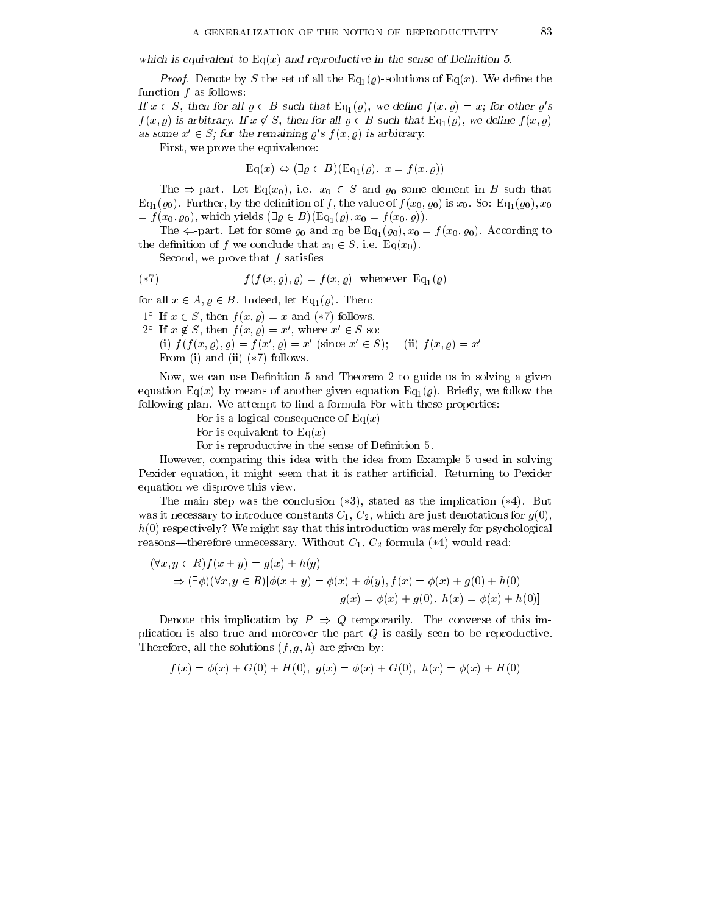*which is equivalent to* $\mathrm{Eq}(x)$ *and reproductive in the sense of Definition 5.*

*Proof.* Denote by $S$ the set of all the $\mathrm{Eq}_1(\varrho)$-solutions of $\mathrm{Eq}(x)$. We define the function $f$ as follows:

*If $x \in S$, then for all $\varrho \in B$ such that $\mathrm{Eq}_1(\varrho)$, we define $f(x,\varrho) = x$; for other $\varrho$'s $f(x,\varrho)$ is arbitrary. If $x \notin S$, then for all $\varrho \in B$ such that $\mathrm{Eq}_1(\varrho)$, we define $f(x,\varrho)$ as some $x' \in S$; for the remaining $\varrho$'s $f(x,\varrho)$ is arbitrary.*

First, we prove the equivalence:

$$\mathrm{Eq}(x) \Leftrightarrow (\exists \varrho \in B)(\mathrm{Eq}_1(\varrho),\ x = f(x,\varrho))$$

The $\Rightarrow$-part. Let $\mathrm{Eq}(x_0)$, i.e. $x_0 \in S$ and $\varrho_0$ some element in $B$ such that $\mathrm{Eq}_1(\varrho_0)$. Further, by the definition of $f$, the value of $f(x_0,\varrho_0)$ is $x_0$. So: $\mathrm{Eq}_1(\varrho_0), x_0 = f(x_0,\varrho_0)$, which yields $(\exists \varrho \in B)(\mathrm{Eq}_1(\varrho), x_0 = f(x_0,\varrho))$.

The $\Leftarrow$-part. Let for some $\varrho_0$ and $x_0$ be $\mathrm{Eq}_1(\varrho_0), x_0 = f(x_0,\varrho_0)$. According to the definition of $f$ we conclude that $x_0 \in S$, i.e. $\mathrm{Eq}(x_0)$.

Second, we prove that $f$ satisfies

$$(*7) \qquad f(f(x,\varrho),\varrho) = f(x,\varrho) \quad \text{whenever } \mathrm{Eq}_1(\varrho)$$

for all $x \in A$, $\varrho \in B$. Indeed, let $\mathrm{Eq}_1(\varrho)$. Then:

1° If $x \in S$, then $f(x,\varrho) = x$ and $(*7)$ follows.
2° If $x \notin S$, then $f(x,\varrho) = x'$, where $x' \in S$ so:
(i) $f(f(x,\varrho),\varrho) = f(x',\varrho) = x'$ (since $x' \in S$); (ii) $f(x,\varrho) = x'$
From (i) and (ii) $(*7)$ follows.

Now, we can use Definition 5 and Theorem 2 to guide us in solving a given equation $\mathrm{Eq}(x)$ by means of another given equation $\mathrm{Eq}_1(\varrho)$. Briefly, we follow the following plan. We attempt to find a formula For with these properties:

For is a logical consequence of $\mathrm{Eq}(x)$
For is equivalent to $\mathrm{Eq}(x)$
For is reproductive in the sense of Definition 5.

However, comparing this idea with the idea from Example 5 used in solving Pexider equation, it might seem that it is rather artificial. Returning to Pexider equation we disprove this view.

The main step was the conclusion $(*3)$, stated as the implication $(*4)$. But was it necessary to introduce constants $C_1$, $C_2$, which are just denotations for $g(0)$, $h(0)$ respectively? We might say that this introduction was merely for psychological reasons—therefore unnecessary. Without $C_1$, $C_2$ formula $(*4)$ would read:

$$\begin{aligned}
&(\forall x,y \in R) f(x+y) = g(x) + h(y) \\
&\quad \Rightarrow (\exists \phi)(\forall x,y \in R)[\phi(x+y) = \phi(x) + \phi(y), f(x) = \phi(x) + g(0) + h(0) \\
&\qquad\qquad\qquad\qquad\qquad\qquad g(x) = \phi(x) + g(0),\ h(x) = \phi(x) + h(0)]
\end{aligned}$$

Denote this implication by $P \Rightarrow Q$ temporarily. The converse of this implication is also true and moreover the part $Q$ is easily seen to be reproductive. Therefore, all the solutions $(f,g,h)$ are given by:

$$f(x) = \phi(x) + G(0) + H(0),\ g(x) = \phi(x) + G(0),\ h(x) = \phi(x) + H(0)$$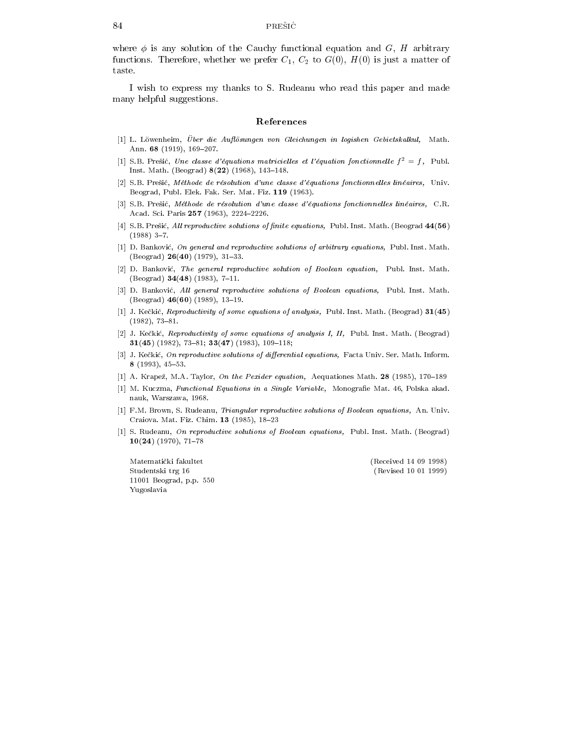where $\phi$ is any solution of the Cauchy functional equation and $G$, $H$ arbitrary functions. Therefore, whether we prefer $C_1$, $C_2$ to $G(0)$, $H(0)$ is just a matter of taste.

I wish to express my thanks to S. Rudeanu who read this paper and made many helpful suggestions.

## References

[1] L. Löwenheim, *Über die Auflösungen von Gleichungen in logishen Gebietskalkul,* Math. Ann. **68** (1919), 169–207.

[1] S.B. Prešić, *Une classe d'équations matricielles et l'équation fonctionnelle $f^2 = f$,* Publ. Inst. Math. (Beograd) **8(22)** (1968), 143–148.

[2] S.B. Prešić, *Méthode de résolution d'une classe d'équations fonctionnelles linéaires,* Univ. Beograd, Publ. Elek. Fak. Ser. Mat. Fiz. **119** (1963).

[3] S.B. Prešić, *Méthode de résolution d'une classe d'équations fonctionnelles linéaires,* C.R. Acad. Sci. Paris **257** (1963), 2224–2226.

[4] S.B. Prešić, *All reproductive solutions of finite equations,* Publ. Inst. Math. (Beograd **44(56)** (1988) 3–7.

[1] D. Banković, *On general and reproductive solutions of arbitrary equations,* Publ. Inst. Math. (Beograd) **26(40)** (1979), 31–33.

[2] D. Banković, *The general reproductive solution of Boolean equation,* Publ. Inst. Math. (Beograd) **34(48)** (1983), 7–11.

[3] D. Banković, *All general reproductive solutions of Boolean equations,* Publ. Inst. Math. (Beograd) **46(60)** (1989), 13–19.

[1] J. Kečkić, *Reproductivity of some equations of analysis,* Publ. Inst. Math. (Beograd) **31(45)** (1982), 73–81.

[2] J. Kečkić, *Reproductivity of some equations of analysis I, II,* Publ. Inst. Math. (Beograd) **31(45)** (1982), 73–81; **33(47)** (1983), 109–118;

[3] J. Kečkić, *On reproductive solutions of differential equations,* Facta Univ. Ser. Math. Inform. **8** (1993), 45–53.

[1] A. Krapež, M.A. Taylor, *On the Pexider equation,* Aequationes Math. **28** (1985), 170–189

[1] M. Kuczma, *Functional Equations in a Single Variable,* Monografie Mat. 46, Polska akad. nauk, Warszawa, 1968.

[1] F.M. Brown, S. Rudeanu, *Triangular reproductive solutions of Boolean equations,* An. Univ. Craiova. Mat. Fiz. Chim. **13** (1985), 18–23

[1] S. Rudeanu, *On reproductive solutions of Boolean equations,* Publ. Inst. Math. (Beograd) **10(24)** (1970), 71–78

Matematički fakultet
Studentski trg 16
11001 Beograd, p.p. 550
Yugoslavia

(Received 14 09 1998)
(Revised 10 01 1999)